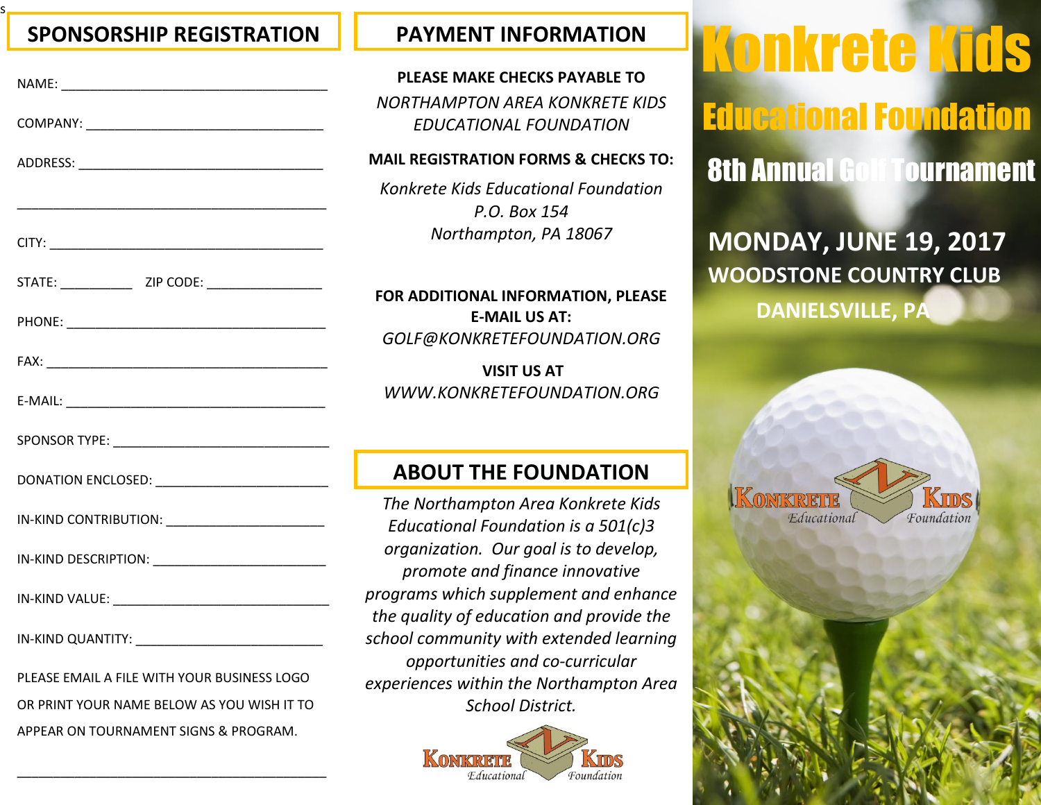## SPONSORSHIP REGISTRATION

NAME: ____________________________________

COMPANY: ________________________________

ADDRESS: ________________________________

__________________________________________

CITY: ____________________________________

STATE: _________ ZIP CODE: _______________

PHONE: __________________________________

FAX: _____________________________________

E-MAIL: __________________________________

SPONSOR TYPE: ____________________________

DONATION ENCLOSED: _______________________

IN-KIND CONTRIBUTION: _____________________

IN-KIND DESCRIPTION: ______________________

IN-KIND VALUE: ____________________________

IN-KIND QUANTITY: _________________________

PLEASE EMAIL A FILE WITH YOUR BUSINESS LOGO OR PRINT YOUR NAME BELOW AS YOU WISH IT TO APPEAR ON TOURNAMENT SIGNS & PROGRAM.

__________________________________________

## PAYMENT INFORMATION

**PLEASE MAKE CHECKS PAYABLE TO**

*NORTHAMPTON AREA KONKRETE KIDS EDUCATIONAL FOUNDATION*

**MAIL REGISTRATION FORMS & CHECKS TO:**

*Konkrete Kids Educational Foundation*
*P.O. Box 154*
*Northampton, PA 18067*

**FOR ADDITIONAL INFORMATION, PLEASE E-MAIL US AT:**

*GOLF@KONKRETEFOUNDATION.ORG*

**VISIT US AT**

*WWW.KONKRETEFOUNDATION.ORG*

## ABOUT THE FOUNDATION

*The Northampton Area Konkrete Kids Educational Foundation is a 501(c)3 organization. Our goal is to develop, promote and finance innovative programs which supplement and enhance the quality of education and provide the school community with extended learning opportunities and co-curricular experiences within the Northampton Area School District.*

Konkrete Kids Educational Foundation

# Konkrete Kids

# Educational Foundation

## 8th Annual Golf Tournament

**MONDAY, JUNE 19, 2017**

**WOODSTONE COUNTRY CLUB**

**DANIELSVILLE, PA**

Konkrete Kids Educational Foundation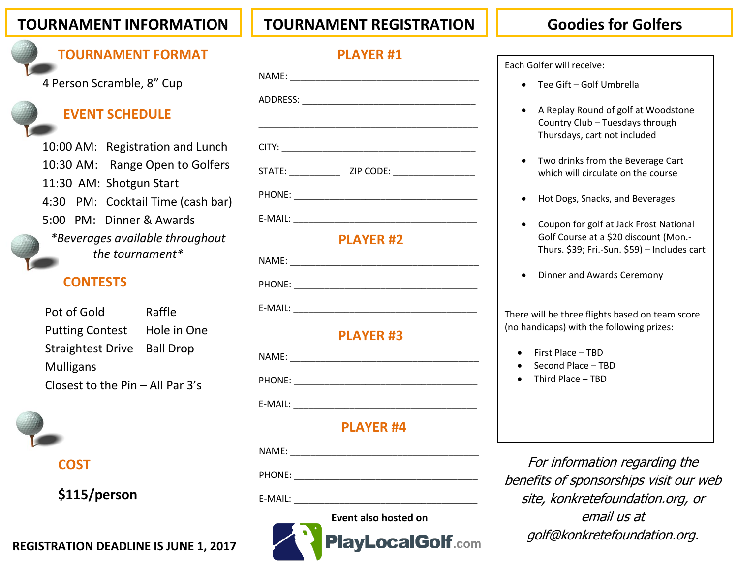# TOURNAMENT INFORMATION

## TOURNAMENT FORMAT

4 Person Scramble, 8" Cup

## EVENT SCHEDULE

10:00 AM: Registration and Lunch
10:30 AM: Range Open to Golfers
11:30 AM: Shotgun Start
4:30 PM: Cocktail Time (cash bar)
5:00 PM: Dinner & Awards

*\*Beverages available throughout the tournament\**

## CONTESTS

Pot of Gold
Putting Contest
Straightest Drive
Mulligans
Closest to the Pin – All Par 3's
Raffle
Hole in One
Ball Drop

## COST

**$115/person**

**REGISTRATION DEADLINE IS JUNE 1, 2017**

# TOURNAMENT REGISTRATION

## PLAYER #1

NAME: ______________________________________

ADDRESS: ___________________________________

____________________________________________

CITY: _______________________________________

STATE: __________ ZIP CODE: ________________

PHONE: _____________________________________

E-MAIL: _____________________________________

## PLAYER #2

NAME: ______________________________________

PHONE: _____________________________________

E-MAIL: _____________________________________

## PLAYER #3

NAME: ______________________________________

PHONE: _____________________________________

E-MAIL: _____________________________________

## PLAYER #4

NAME: ______________________________________

PHONE: _____________________________________

E-MAIL: _____________________________________

**Event also hosted on**

PlayLocalGolf.com

# Goodies for Golfers

Each Golfer will receive:

- Tee Gift – Golf Umbrella
- A Replay Round of golf at Woodstone Country Club – Tuesdays through Thursdays, cart not included
- Two drinks from the Beverage Cart which will circulate on the course
- Hot Dogs, Snacks, and Beverages
- Coupon for golf at Jack Frost National Golf Course at a $20 discount (Mon.-Thurs. $39; Fri.-Sun. $59) – Includes cart
- Dinner and Awards Ceremony

There will be three flights based on team score (no handicaps) with the following prizes:

- First Place – TBD
- Second Place – TBD
- Third Place – TBD

*For information regarding the benefits of sponsorships visit our web site, konkretefoundation.org, or email us at golf@konkretefoundation.org.*